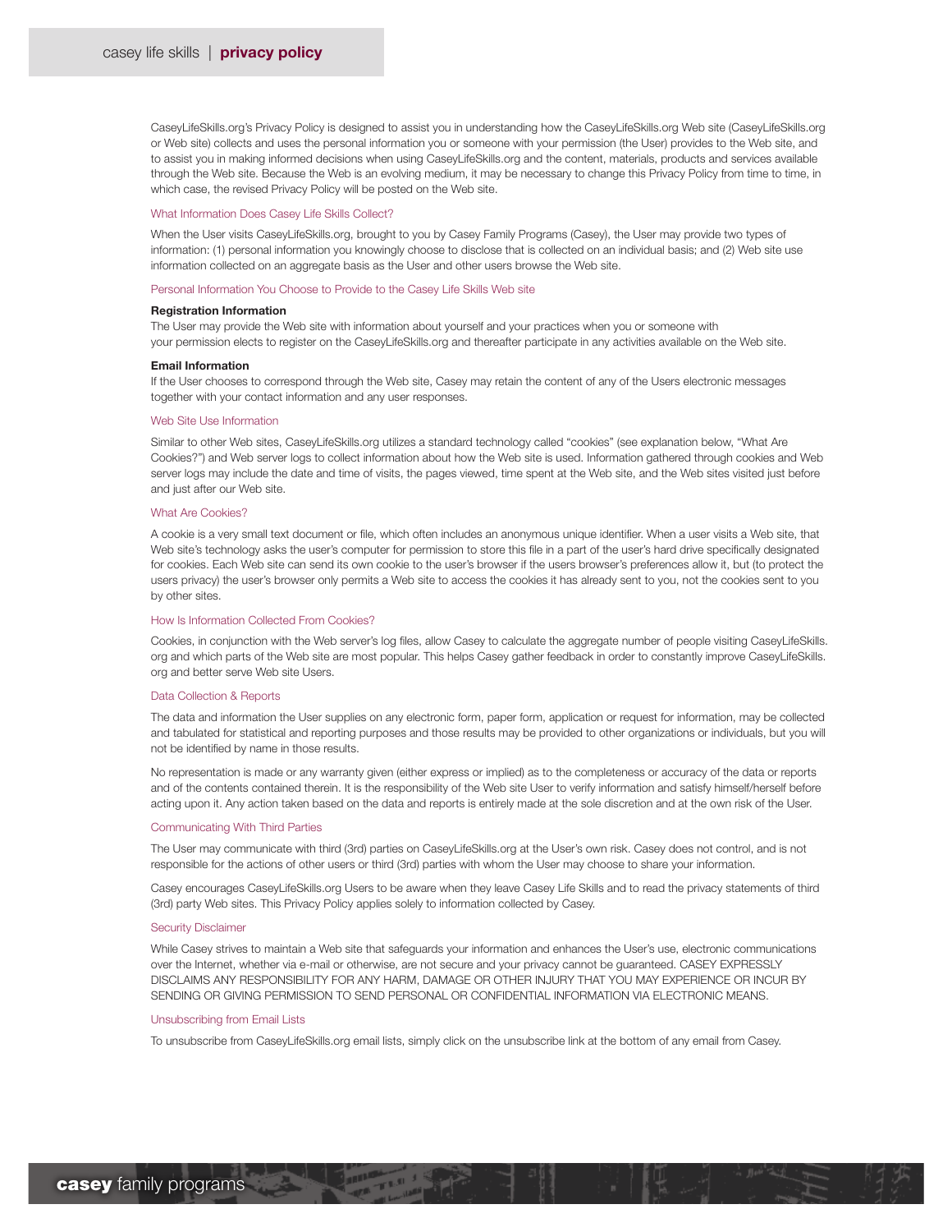# casey life skills | **privacy policy**

CaseyLifeSkills.org's Privacy Policy is designed to assist you in understanding how the CaseyLifeSkills.org Web site (CaseyLifeSkills.org or Web site) collects and uses the personal information you or someone with your permission (the User) provides to the Web site, and to assist you in making informed decisions when using CaseyLifeSkills.org and the content, materials, products and services available through the Web site. Because the Web is an evolving medium, it may be necessary to change this Privacy Policy from time to time, in which case, the revised Privacy Policy will be posted on the Web site.

## What Information Does Casey Life Skills Collect?

When the User visits CaseyLifeSkills.org, brought to you by Casey Family Programs (Casey), the User may provide two types of information: (1) personal information you knowingly choose to disclose that is collected on an individual basis; and (2) Web site use information collected on an aggregate basis as the User and other users browse the Web site.

## Personal Information You Choose to Provide to the Casey Life Skills Web site

### Registration Information

The User may provide the Web site with information about yourself and your practices when you or someone with your permission elects to register on the CaseyLifeSkills.org and thereafter participate in any activities available on the Web site.

### Email Information

If the User chooses to correspond through the Web site, Casey may retain the content of any of the Users electronic messages together with your contact information and any user responses.

## Web Site Use Information

Similar to other Web sites, CaseyLifeSkills.org utilizes a standard technology called "cookies" (see explanation below, "What Are Cookies?") and Web server logs to collect information about how the Web site is used. Information gathered through cookies and Web server logs may include the date and time of visits, the pages viewed, time spent at the Web site, and the Web sites visited just before and just after our Web site.

## What Are Cookies?

A cookie is a very small text document or file, which often includes an anonymous unique identifier. When a user visits a Web site, that Web site's technology asks the user's computer for permission to store this file in a part of the user's hard drive specifically designated for cookies. Each Web site can send its own cookie to the user's browser if the users browser's preferences allow it, but (to protect the users privacy) the user's browser only permits a Web site to access the cookies it has already sent to you, not the cookies sent to you by other sites.

## How Is Information Collected From Cookies?

Cookies, in conjunction with the Web server's log files, allow Casey to calculate the aggregate number of people visiting CaseyLifeSkills.org and which parts of the Web site are most popular. This helps Casey gather feedback in order to constantly improve CaseyLifeSkills.org and better serve Web site Users.

## Data Collection & Reports

The data and information the User supplies on any electronic form, paper form, application or request for information, may be collected and tabulated for statistical and reporting purposes and those results may be provided to other organizations or individuals, but you will not be identified by name in those results.

No representation is made or any warranty given (either express or implied) as to the completeness or accuracy of the data or reports and of the contents contained therein. It is the responsibility of the Web site User to verify information and satisfy himself/herself before acting upon it. Any action taken based on the data and reports is entirely made at the sole discretion and at the own risk of the User.

## Communicating With Third Parties

The User may communicate with third (3rd) parties on CaseyLifeSkills.org at the User's own risk. Casey does not control, and is not responsible for the actions of other users or third (3rd) parties with whom the User may choose to share your information.

Casey encourages CaseyLifeSkills.org Users to be aware when they leave Casey Life Skills and to read the privacy statements of third (3rd) party Web sites. This Privacy Policy applies solely to information collected by Casey.

## Security Disclaimer

While Casey strives to maintain a Web site that safeguards your information and enhances the User's use, electronic communications over the Internet, whether via e-mail or otherwise, are not secure and your privacy cannot be guaranteed. CASEY EXPRESSLY DISCLAIMS ANY RESPONSIBILITY FOR ANY HARM, DAMAGE OR OTHER INJURY THAT YOU MAY EXPERIENCE OR INCUR BY SENDING OR GIVING PERMISSION TO SEND PERSONAL OR CONFIDENTIAL INFORMATION VIA ELECTRONIC MEANS.

## Unsubscribing from Email Lists

To unsubscribe from CaseyLifeSkills.org email lists, simply click on the unsubscribe link at the bottom of any email from Casey.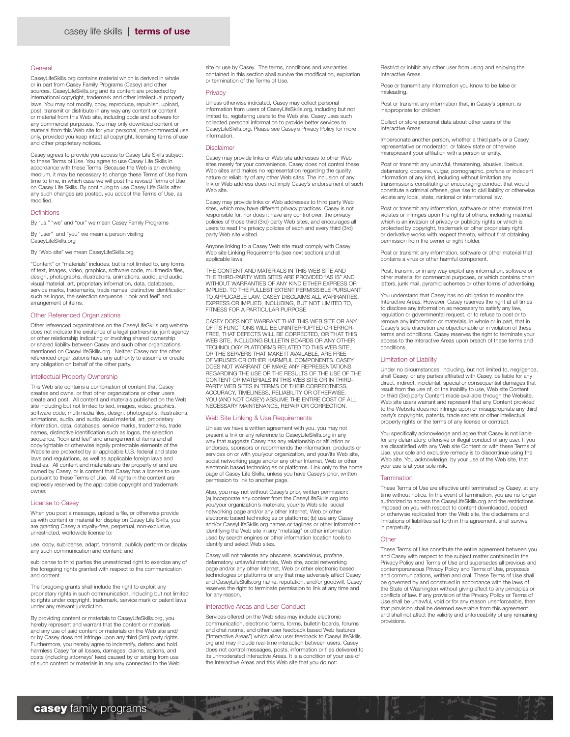# casey life skills | terms of use

## General

CaseyLifeSkills.org contains material which is derived in whole or in part from Casey Family Programs (Casey) and other sources. CaseyLifeSkills.org and its content are protected by international copyright, trademark and other intellectual property laws. You may not modify, copy, reproduce, republish, upload, post, transmit or distribute in any way any content or content or material from this Web site, including code and software for any commercial purposes. You may only download content or material from this Web site for your personal, non-commercial use only, provided you keep intact all copyright, licensing terms of use and other proprietary notices.

Casey agrees to provide you access to Casey Life Skills subject to these Terms of Use. You agree to use Casey Life Skills in accordance with these Terms. Because the Web is an evolving medium, it may be necessary to change these Terms of Use from time to time, in which case we will post the revised Terms of Use on Casey Life Skills. By continuing to use Casey Life Skills after any such changes are posted, you accept the Terms of Use, as modified.

## Definitions

By "us," "we" and "our" we mean Casey Family Programs

By "user" and "you" we mean a person visiting CaseyLifeSkills.org

By "Web site" we mean CaseyLifeSkills.org

"Content" or "materials" includes, but is not limited to, any forms of text, images, video, graphics, software code, multimedia files, design, photographs, illustrations, animations, audio, and audio visual material, art, proprietary information, data, databases, service marks, trademarks, trade names, distinctive identification such as logos, the selection sequence, "look and feel" and arrangement of items.

## Other Referenced Organizations

Other referenced organizations on the CaseyLifeSkills.org website does not indicate the existence of a legal partnership, joint agency or other relationship indicating or involving shared ownership or shared liability between Casey and such other organizations mentioned on CaseyLifeSkills.org. Neither Casey nor the other referenced organizations have any authority to assume or create any obligation on behalf of the other party.

## Intellectual Property Ownership

This Web site contains a combination of content that Casey creates and owns, or that other organizations or other users create and post. All content and materials published on the Web site including but not limited to texts, images, video, graphics, software code, multimedia files, design, photographs, illustrations, animations, audio, and audio visual material, art, proprietary information, data, databases, service marks, trademarks, trade names, distinctive identification such as logos, the selection sequence, "look and feel" and arrangement of items and all copyrightable or otherwise legally protectable elements of the Website are protected by all applicable U.S. federal and state laws and regulations, as well as applicable foreign laws and treaties. All content and materials are the property of and are owned by Casey, or is content that Casey has a license to use pursuant to these Terms of Use. All rights in the content are expressly reserved by the applicable copyright and trademark owner.

## License to Casey

When you post a message, upload a file, or otherwise provide us with content or material for display on Casey Life Skills, you are granting Casey a royalty-free, perpetual, non-exclusive, unrestricted, worldwide license to:

use, copy, sublicense, adapt, transmit, publicly perform or display any such communication and content; and

sublicense to third parties the unrestricted right to exercise any of the foregoing rights granted with respect to the communication and content.

The foregoing grants shall include the right to exploit any proprietary rights in such communication, including but not limited to rights under copyright, trademark, service mark or patent laws under any relevant jurisdiction.

By providing content or materials to CaseyLifeSkills.org, you hereby represent and warrant that the content or materials and any use of said content or materials on the Web site and/or by Casey does not infringe upon any third (3rd) party rights. Furthermore, you hereby agree to indemnify, defend and hold harmless Casey for all losses, damages, claims, actions, and costs (including attorneys' fees) caused by or arising from use of such content or materials in any way connected to the Web site or use by Casey. The terms, conditions and warranties contained in this section shall survive the modification, expiration or termination of the Terms of Use.

## Privacy

Unless otherwise indicated, Casey may collect personal information from users of CaseyLifeSkills.org, including but not limited to, registering users to the Web site. Casey uses such collected personal information to provide better services to CaseyLifeSkills.org. Please see Casey's Privacy Policy for more information.

## Disclaimer

Casey may provide links or Web site addresses to other Web sites merely for your convenience. Casey does not control these Web sites and makes no representation regarding the quality, nature or reliability of any other Web sites. The inclusion of any link or Web address does not imply Casey's endorsement of such Web site.

Casey may provide links or Web addresses to third party Web sites, which may have different privacy practices. Casey is not responsible for, nor does it have any control over, the privacy policies of those third (3rd) party Web sites, and encourages all users to read the privacy policies of each and every third (3rd) party Web site visited.

Anyone linking to a Casey Web site must comply with Casey Web site Linking Requirements (see next section) and all applicable laws.

THE CONTENT AND MATERIALS IN THIS WEB SITE AND THE THIRD-PARTY WEB SITES ARE PROVIDED "AS IS" AND WITHOUT WARRANTIES OF ANY KIND EITHER EXPRESS OR IMPLIED. TO THE FULLEST EXTENT PERMISSIBLE PURSUANT TO APPLICABLE LAW, CASEY DISCLAIMS ALL WARRANTIES, EXPRESS OR IMPLIED, INCLUDING, BUT NOT LIMITED TO, FITNESS FOR A PARTICULAR PURPOSE.

CASEY DOES NOT WARRANT THAT THIS WEB SITE OR ANY OF ITS FUNCTIONS WILL BE UNINTERRUPTED OR ERROR-FREE, THAT DEFECTS WILL BE CORRECTED, OR THAT THIS WEB SITE, INCLUDING BULLETIN BOARDS OR ANY OTHER TECHNOLOGY PLATFORMS RELATED TO THIS WEB SITE, OR THE SERVERS THAT MAKE IT AVAILABLE, ARE FREE OF VIRUSES OR OTHER HARMFUL COMPONENTS. CASEY DOES NOT WARRANT OR MAKE ANY REPRESENTATIONS REGARDING THE USE OR THE RESULTS OF THE USE OF THE CONTENT OR MATERIALS IN THIS WEB SITE OR IN THIRD-PARTY WEB SITES IN TERMS OF THEIR CORRECTNESS, ACCURACY, TIMELINESS, RELIABILITY OR OTHERWISE. YOU (AND NOT CASEY) ASSUME THE ENTIRE COST OF ALL NECESSARY MAINTENANCE, REPAIR OR CORRECTION.

## Web Site Linking & Use Requirements

Unless we have a written agreement with you, you may not present a link or any reference to CaseyLifeSkills.org in any way that suggests Casey has any relationship or affiliation or endorses, sponsors or recommends the information, products or services on or with you/your organization, and your/its Web site, social networking page and/or any other Internet, Web or other electronic based technologies or platforms. Link only to the home page of Casey Life Skills, unless you have Casey's prior, written permission to link to another page.

Also, you may not without Casey's prior, written permission: (a) incorporate any content from the CaseyLifeSkills.org into you/your organization's materials, your/its Web site, social networking page and/or any other Internet, Web or other electronic based technologies or platforms; (b) use any Casey and/or CaseyLifeSkills.org names or taglines or other information identifying the Web site in any "metatag" or other information used by search engines or other information location tools to identify and select Web sites.

Casey will not tolerate any obscene, scandalous, profane, defamatory, unlawful materials, Web site, social networking page and/or any other Internet, Web or other electronic based technologies or platforms or any that may adversely affect Casey and CaseyLifeSkills.org name, reputation, and/or goodwill. Casey reserves the right to terminate permission to link at any time and for any reason.

## Interactive Areas and User Conduct

Services offered on the Web sites may include electronic communication, electronic forms, forms, bulletin boards, forums and chat rooms, and other user feedback based Web features ("Interactive Areas") which allow user feedback to CaseyLifeSkills.org and may include real-time interaction between users. Casey does not control messages, posts, information or files delivered to its unmoderated Interactive Areas. It is a condition of your use of the Interactive Areas and this Web site that you do not:

Restrict or inhibit any other user from using and enjoying the Interactive Areas.

Pose or transmit any information you know to be false or misleading.

Post or transmit any information that, in Casey's opinion, is inappropriate for children.

Collect or store personal data about other users of the Interactive Areas.

Impersonate another person, whether a third party or a Casey representative or moderator; or falsely state or otherwise misrepresent your affiliation with a person or entity.

Post or transmit any unlawful, threatening, abusive, libelous, defamatory, obscene, vulgar, pornographic, profane or indecent information of any kind, including without limitation any transmissions constituting or encouraging conduct that would constitute a criminal offense, give rise to civil liability or otherwise violate any local, state, national or international law.

Post or transmit any information, software or other material that violates or infringes upon the rights of others, including material which is an invasion of privacy or publicity rights or which is protected by copyright, trademark or other proprietary right, or derivative works with respect thereto, without first obtaining permission from the owner or right holder.

Post or transmit any information, software or other material that contains a virus or other harmful component.

Post, transmit or in any way exploit any information, software or other material for commercial purposes, or which contains chain letters, junk mail, pyramid schemes or other forms of advertising.

You understand that Casey has no obligation to monitor the Interactive Areas. However, Casey reserves the right at all times to disclose any information as necessary to satisfy any law, regulation or governmental request, or to refuse to post or to remove any information or materials, in whole or in part, that in Casey's sole discretion are objectionable or in violation of these terms and conditions. Casey reserves the right to terminate your access to the Interactive Areas upon breach of these terms and conditions.

## Limitation of Liability

Under no circumstances, including, but not limited to, negligence, shall Casey, or any parties affiliated with Casey, be liable for any direct, indirect, incidental, special or consequential damages that result from the use of, or the inability to use, Web site Content or third (3rd) party Content made available through the Website. Web site users warrant and represent that any Content provided to the Website does not infringe upon or misappropriate any third party's copyrights, patents, trade secrets or other intellectual property rights or the terms of any license or contract.

You specifically acknowledge and agree that Casey is not liable for any defamatory, offensive or illegal conduct of any user. If you are dissatisfied with any Web site Content or with these Terms of Use, your sole and exclusive remedy is to discontinue using the Web site. You acknowledge, by your use of the Web site, that your use is at your sole risk.

## Termination

These Terms of Use are effective until terminated by Casey, at any time without notice. In the event of termination, you are no longer authorized to access the CaseyLifeSkills.org and the restrictions imposed on you with respect to content downloaded, copied or otherwise replicated from the Web site, the disclaimers and limitations of liabilities set forth in this agreement, shall survive in perpetuity.

## Other

These Terms of Use constitute the entire agreement between you and Casey with respect to the subject matter contained in the Privacy Policy and Terms of Use and supersedes all previous and contemporaneous Privacy Policy and Terms of Use, proposals and communications, written and oral. These Terms of Use shall be governed by and construed in accordance with the laws of the State of Washington without giving effect to any principles or conflicts of law. If any provision of the Privacy Policy or Terms of Use shall be unlawful, void or for any reason unenforceable, then that provision shall be deemed severable from this agreement and shall not affect the validity and enforceability of any remaining provisions.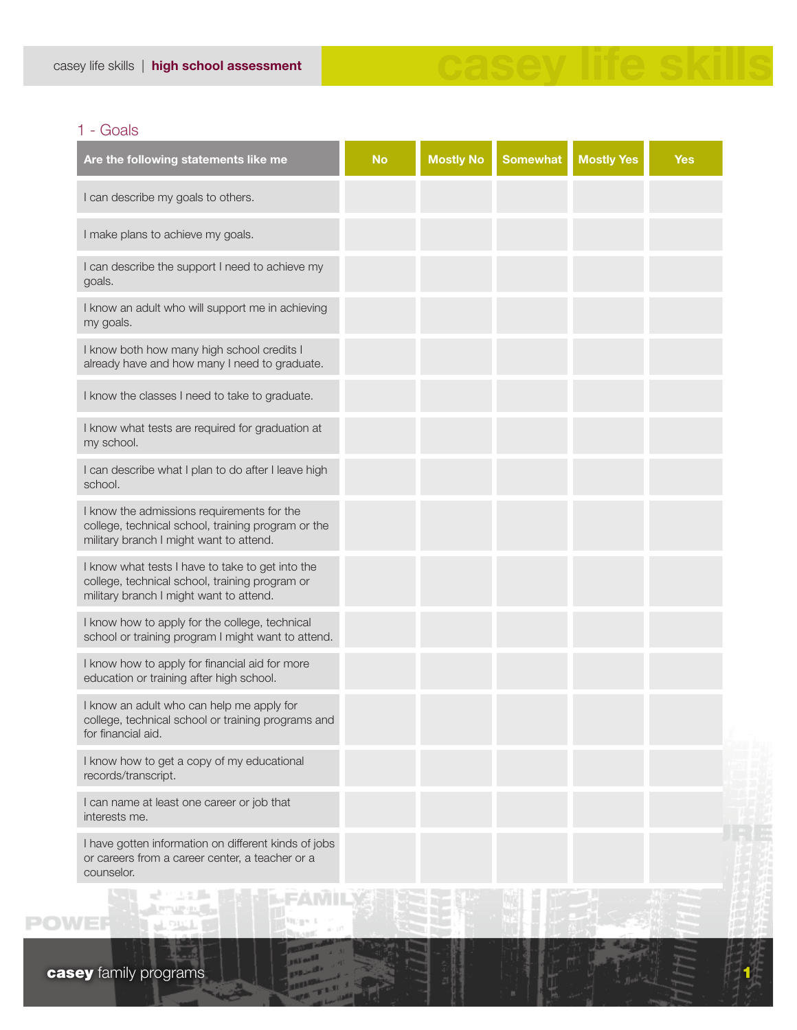## 1 - Goals

| Are the following statements like me | No | Mostly No | Somewhat | Mostly Yes | Yes |
|---|---|---|---|---|---|
| I can describe my goals to others. | | | | | |
| I make plans to achieve my goals. | | | | | |
| I can describe the support I need to achieve my goals. | | | | | |
| I know an adult who will support me in achieving my goals. | | | | | |
| I know both how many high school credits I already have and how many I need to graduate. | | | | | |
| I know the classes I need to take to graduate. | | | | | |
| I know what tests are required for graduation at my school. | | | | | |
| I can describe what I plan to do after I leave high school. | | | | | |
| I know the admissions requirements for the college, technical school, training program or the military branch I might want to attend. | | | | | |
| I know what tests I have to take to get into the college, technical school, training program or military branch I might want to attend. | | | | | |
| I know how to apply for the college, technical school or training program I might want to attend. | | | | | |
| I know how to apply for financial aid for more education or training after high school. | | | | | |
| I know an adult who can help me apply for college, technical school or training programs and for financial aid. | | | | | |
| I know how to get a copy of my educational records/transcript. | | | | | |
| I can name at least one career or job that interests me. | | | | | |
| I have gotten information on different kinds of jobs or careers from a career center, a teacher or a counselor. | | | | | |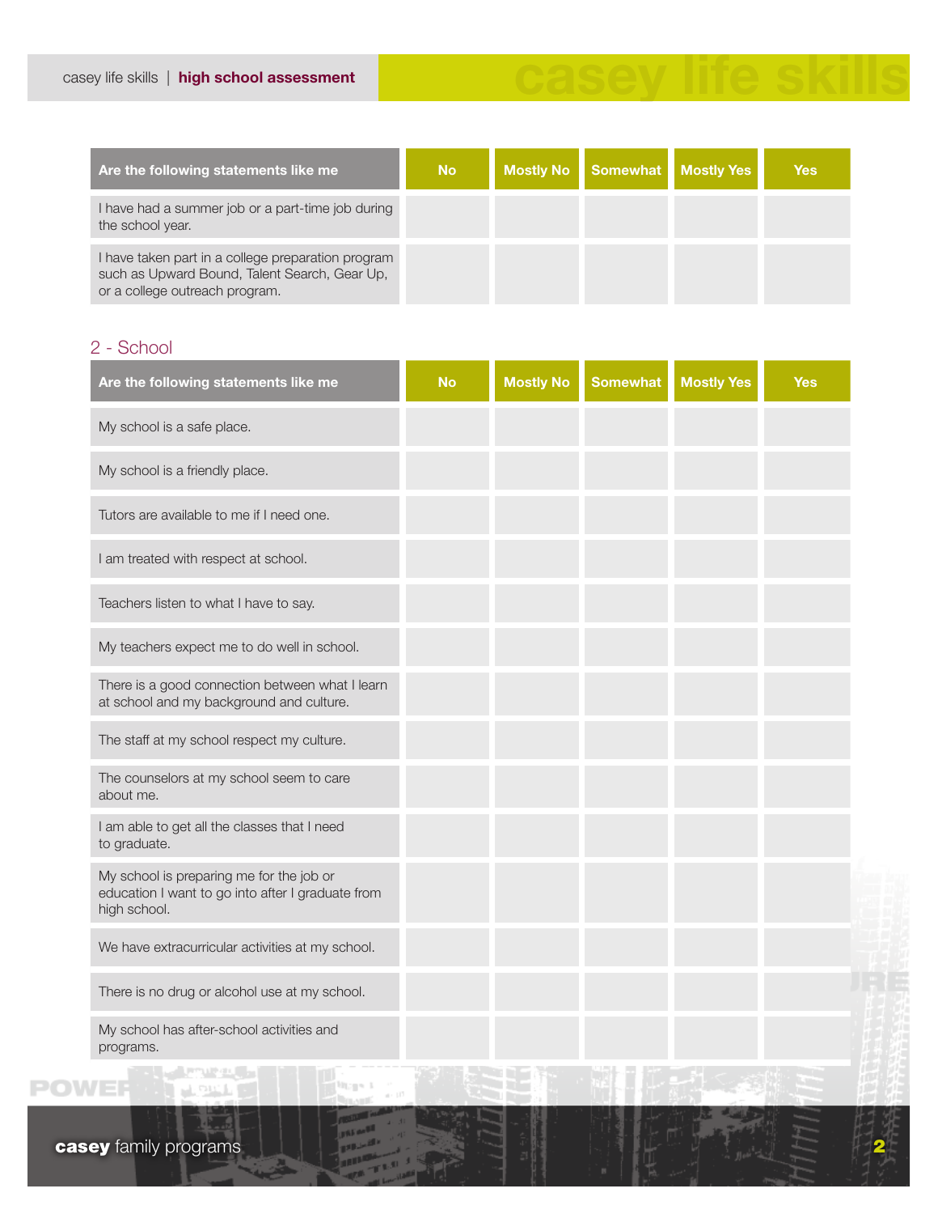| Are the following statements like me | No | Mostly No | Somewhat | Mostly Yes | Yes |
|---|---|---|---|---|---|
| I have had a summer job or a part-time job during the school year. | | | | | |
| I have taken part in a college preparation program such as Upward Bound, Talent Search, Gear Up, or a college outreach program. | | | | | |

## 2 - School

| Are the following statements like me | No | Mostly No | Somewhat | Mostly Yes | Yes |
|---|---|---|---|---|---|
| My school is a safe place. | | | | | |
| My school is a friendly place. | | | | | |
| Tutors are available to me if I need one. | | | | | |
| I am treated with respect at school. | | | | | |
| Teachers listen to what I have to say. | | | | | |
| My teachers expect me to do well in school. | | | | | |
| There is a good connection between what I learn at school and my background and culture. | | | | | |
| The staff at my school respect my culture. | | | | | |
| The counselors at my school seem to care about me. | | | | | |
| I am able to get all the classes that I need to graduate. | | | | | |
| My school is preparing me for the job or education I want to go into after I graduate from high school. | | | | | |
| We have extracurricular activities at my school. | | | | | |
| There is no drug or alcohol use at my school. | | | | | |
| My school has after-school activities and programs. | | | | | |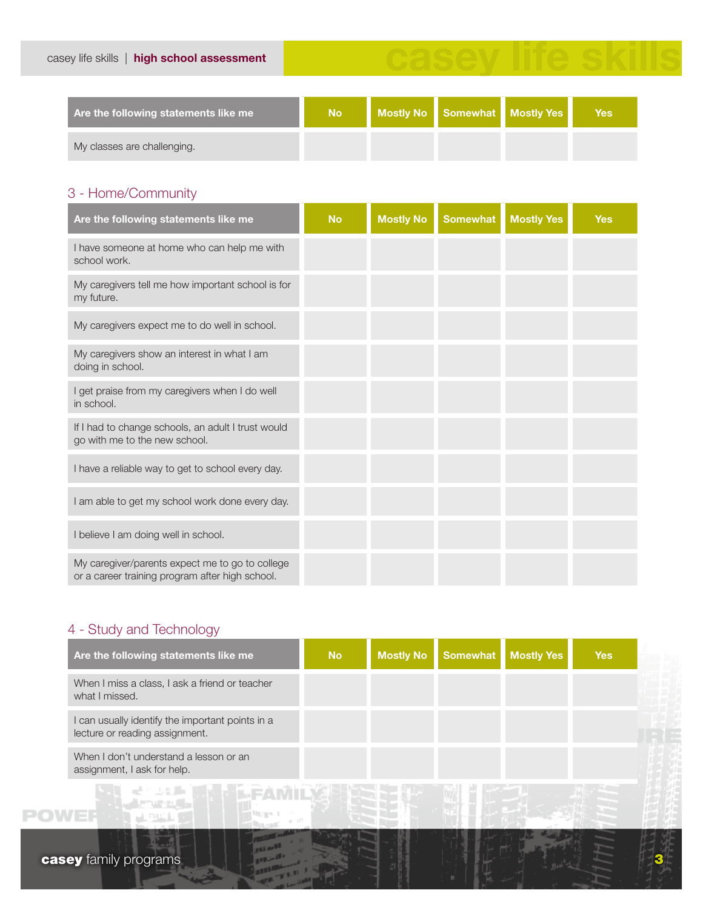| Are the following statements like me | No | Mostly No | Somewhat | Mostly Yes | Yes |
|---|---|---|---|---|---|
| My classes are challenging. | | | | | |

## 3 - Home/Community

| Are the following statements like me | No | Mostly No | Somewhat | Mostly Yes | Yes |
|---|---|---|---|---|---|
| I have someone at home who can help me with school work. | | | | | |
| My caregivers tell me how important school is for my future. | | | | | |
| My caregivers expect me to do well in school. | | | | | |
| My caregivers show an interest in what I am doing in school. | | | | | |
| I get praise from my caregivers when I do well in school. | | | | | |
| If I had to change schools, an adult I trust would go with me to the new school. | | | | | |
| I have a reliable way to get to school every day. | | | | | |
| I am able to get my school work done every day. | | | | | |
| I believe I am doing well in school. | | | | | |
| My caregiver/parents expect me to go to college or a career training program after high school. | | | | | |

## 4 - Study and Technology

| Are the following statements like me | No | Mostly No | Somewhat | Mostly Yes | Yes |
|---|---|---|---|---|---|
| When I miss a class, I ask a friend or teacher what I missed. | | | | | |
| I can usually identify the important points in a lecture or reading assignment. | | | | | |
| When I don't understand a lesson or an assignment, I ask for help. | | | | | |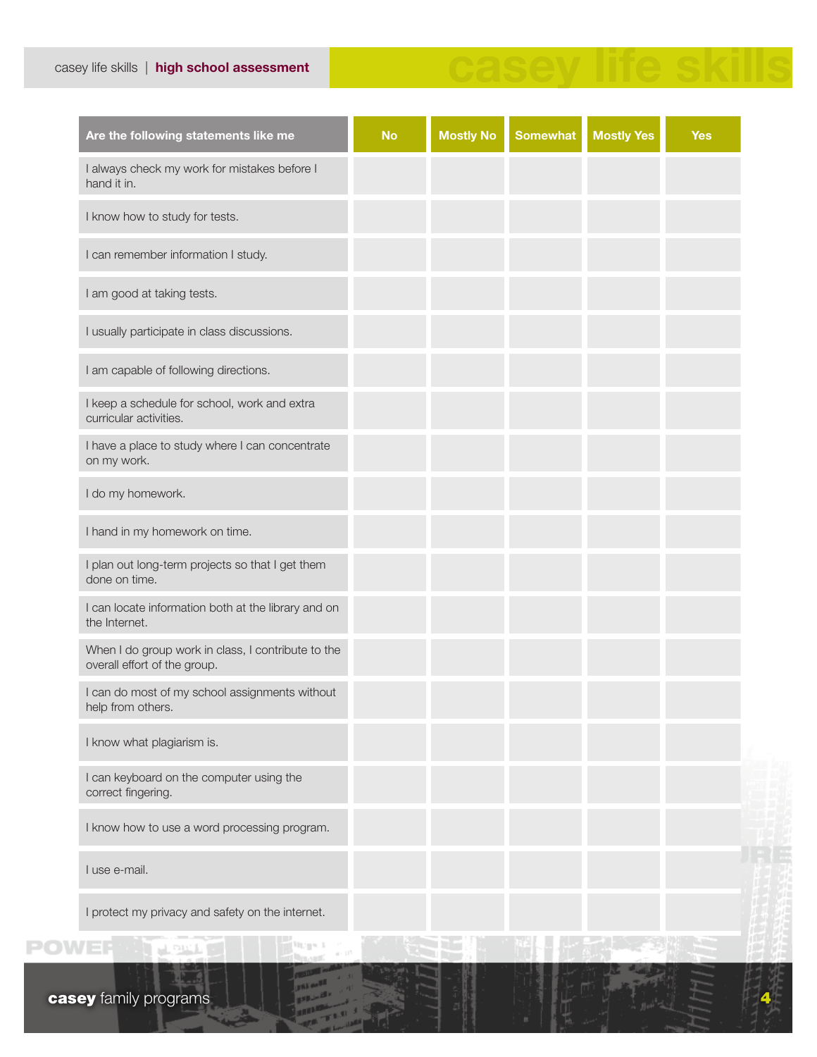| Are the following statements like me | No | Mostly No | Somewhat | Mostly Yes | Yes |
|---|---|---|---|---|---|
| I always check my work for mistakes before I hand it in. | | | | | |
| I know how to study for tests. | | | | | |
| I can remember information I study. | | | | | |
| I am good at taking tests. | | | | | |
| I usually participate in class discussions. | | | | | |
| I am capable of following directions. | | | | | |
| I keep a schedule for school, work and extra curricular activities. | | | | | |
| I have a place to study where I can concentrate on my work. | | | | | |
| I do my homework. | | | | | |
| I hand in my homework on time. | | | | | |
| I plan out long-term projects so that I get them done on time. | | | | | |
| I can locate information both at the library and on the Internet. | | | | | |
| When I do group work in class, I contribute to the overall effort of the group. | | | | | |
| I can do most of my school assignments without help from others. | | | | | |
| I know what plagiarism is. | | | | | |
| I can keyboard on the computer using the correct fingering. | | | | | |
| I know how to use a word processing program. | | | | | |
| I use e-mail. | | | | | |
| I protect my privacy and safety on the internet. | | | | | |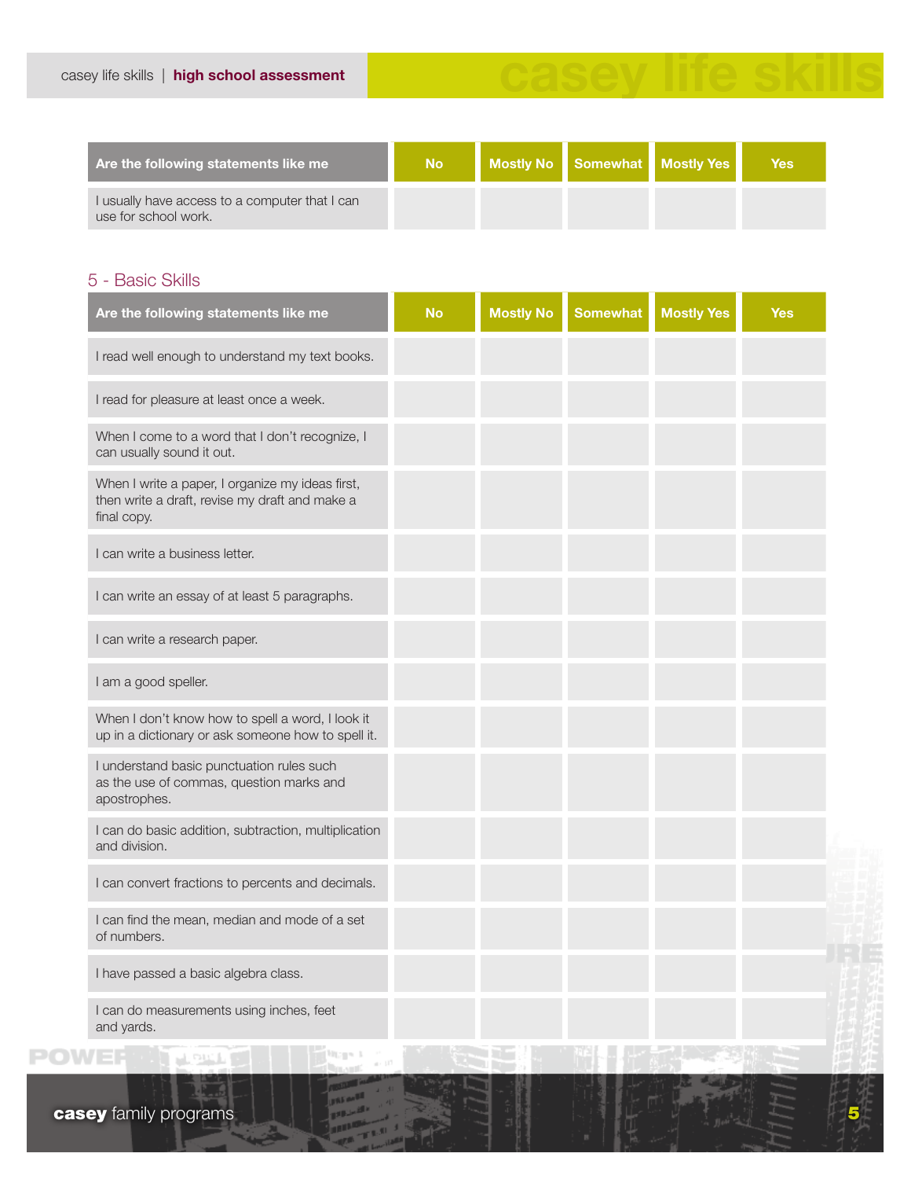| Are the following statements like me | No | Mostly No | Somewhat | Mostly Yes | Yes |
|---|---|---|---|---|---|
| I usually have access to a computer that I can use for school work. | | | | | |

## 5 - Basic Skills

| Are the following statements like me | No | Mostly No | Somewhat | Mostly Yes | Yes |
|---|---|---|---|---|---|
| I read well enough to understand my text books. | | | | | |
| I read for pleasure at least once a week. | | | | | |
| When I come to a word that I don't recognize, I can usually sound it out. | | | | | |
| When I write a paper, I organize my ideas first, then write a draft, revise my draft and make a final copy. | | | | | |
| I can write a business letter. | | | | | |
| I can write an essay of at least 5 paragraphs. | | | | | |
| I can write a research paper. | | | | | |
| I am a good speller. | | | | | |
| When I don't know how to spell a word, I look it up in a dictionary or ask someone how to spell it. | | | | | |
| I understand basic punctuation rules such as the use of commas, question marks and apostrophes. | | | | | |
| I can do basic addition, subtraction, multiplication and division. | | | | | |
| I can convert fractions to percents and decimals. | | | | | |
| I can find the mean, median and mode of a set of numbers. | | | | | |
| I have passed a basic algebra class. | | | | | |
| I can do measurements using inches, feet and yards. | | | | | |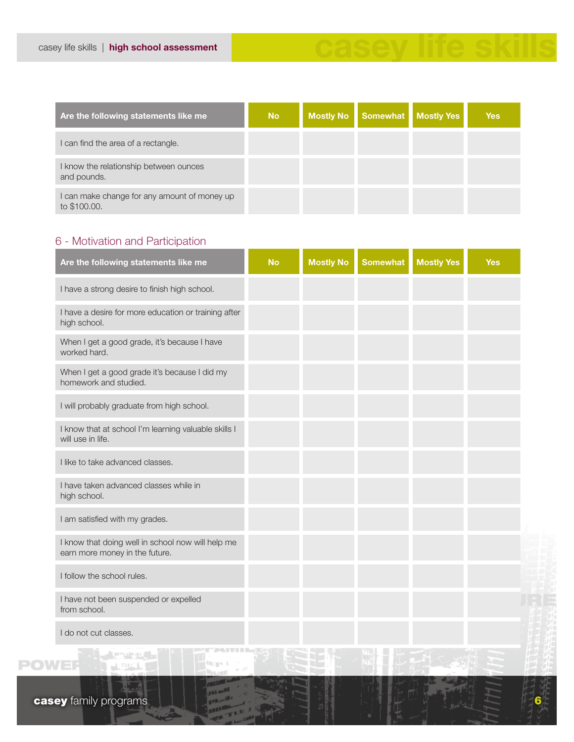| Are the following statements like me | No | Mostly No | Somewhat | Mostly Yes | Yes |
|---|---|---|---|---|---|
| I can find the area of a rectangle. | | | | | |
| I know the relationship between ounces and pounds. | | | | | |
| I can make change for any amount of money up to $100.00. | | | | | |

## 6 - Motivation and Participation

| Are the following statements like me | No | Mostly No | Somewhat | Mostly Yes | Yes |
|---|---|---|---|---|---|
| I have a strong desire to finish high school. | | | | | |
| I have a desire for more education or training after high school. | | | | | |
| When I get a good grade, it's because I have worked hard. | | | | | |
| When I get a good grade it's because I did my homework and studied. | | | | | |
| I will probably graduate from high school. | | | | | |
| I know that at school I'm learning valuable skills I will use in life. | | | | | |
| I like to take advanced classes. | | | | | |
| I have taken advanced classes while in high school. | | | | | |
| I am satisfied with my grades. | | | | | |
| I know that doing well in school now will help me earn more money in the future. | | | | | |
| I follow the school rules. | | | | | |
| I have not been suspended or expelled from school. | | | | | |
| I do not cut classes. | | | | | |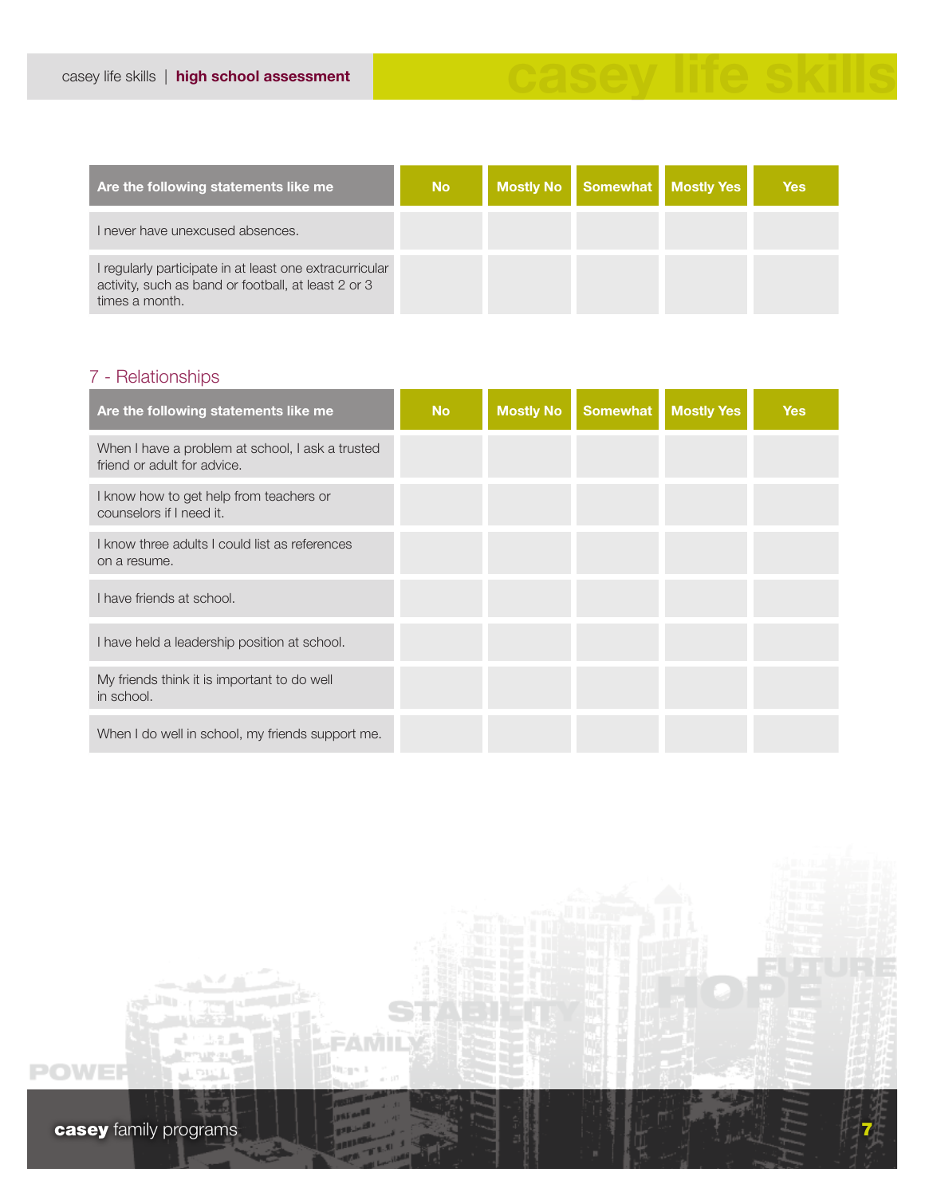| Are the following statements like me | No | Mostly No | Somewhat | Mostly Yes | Yes |
|---|---|---|---|---|---|
| I never have unexcused absences. | | | | | |
| I regularly participate in at least one extracurricular activity, such as band or football, at least 2 or 3 times a month. | | | | | |

## 7 - Relationships

| Are the following statements like me | No | Mostly No | Somewhat | Mostly Yes | Yes |
|---|---|---|---|---|---|
| When I have a problem at school, I ask a trusted friend or adult for advice. | | | | | |
| I know how to get help from teachers or counselors if I need it. | | | | | |
| I know three adults I could list as references on a resume. | | | | | |
| I have friends at school. | | | | | |
| I have held a leadership position at school. | | | | | |
| My friends think it is important to do well in school. | | | | | |
| When I do well in school, my friends support me. | | | | | |